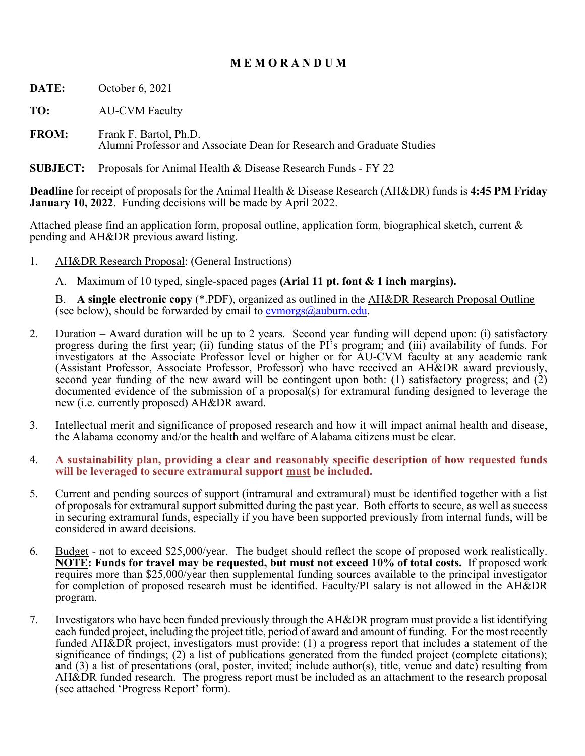# M E M O R A N D U M

**DATE:** October 6, 2021

**TO:** AU-CVM Faculty

**FROM:** Frank F. Bartol, Ph.D.
Alumni Professor and Associate Dean for Research and Graduate Studies

**SUBJECT:** Proposals for Animal Health & Disease Research Funds - FY 22

**Deadline** for receipt of proposals for the Animal Health & Disease Research (AH&DR) funds is **4:45 PM Friday January 10, 2022**. Funding decisions will be made by April 2022.

Attached please find an application form, proposal outline, application form, biographical sketch, current & pending and AH&DR previous award listing.

1. AH&DR Research Proposal: (General Instructions)

   A. Maximum of 10 typed, single-spaced pages **(Arial 11 pt. font & 1 inch margins).**

   B. **A single electronic copy** (*.PDF), organized as outlined in the AH&DR Research Proposal Outline (see below), should be forwarded by email to cvmorgs@auburn.edu.

2. Duration – Award duration will be up to 2 years. Second year funding will depend upon: (i) satisfactory progress during the first year; (ii) funding status of the PI's program; and (iii) availability of funds. For investigators at the Associate Professor level or higher or for AU-CVM faculty at any academic rank (Assistant Professor, Associate Professor, Professor) who have received an AH&DR award previously, second year funding of the new award will be contingent upon both: (1) satisfactory progress; and (2) documented evidence of the submission of a proposal(s) for extramural funding designed to leverage the new (i.e. currently proposed) AH&DR award.

3. Intellectual merit and significance of proposed research and how it will impact animal health and disease, the Alabama economy and/or the health and welfare of Alabama citizens must be clear.

4. **A sustainability plan, providing a clear and reasonably specific description of how requested funds will be leveraged to secure extramural support must be included.**

5. Current and pending sources of support (intramural and extramural) must be identified together with a list of proposals for extramural support submitted during the past year. Both efforts to secure, as well as success in securing extramural funds, especially if you have been supported previously from internal funds, will be considered in award decisions.

6. Budget - not to exceed $25,000/year. The budget should reflect the scope of proposed work realistically. **NOTE: Funds for travel may be requested, but must not exceed 10% of total costs.** If proposed work requires more than $25,000/year then supplemental funding sources available to the principal investigator for completion of proposed research must be identified. Faculty/PI salary is not allowed in the AH&DR program.

7. Investigators who have been funded previously through the AH&DR program must provide a list identifying each funded project, including the project title, period of award and amount of funding. For the most recently funded AH&DR project, investigators must provide: (1) a progress report that includes a statement of the significance of findings; (2) a list of publications generated from the funded project (complete citations); and (3) a list of presentations (oral, poster, invited; include author(s), title, venue and date) resulting from AH&DR funded research. The progress report must be included as an attachment to the research proposal (see attached 'Progress Report' form).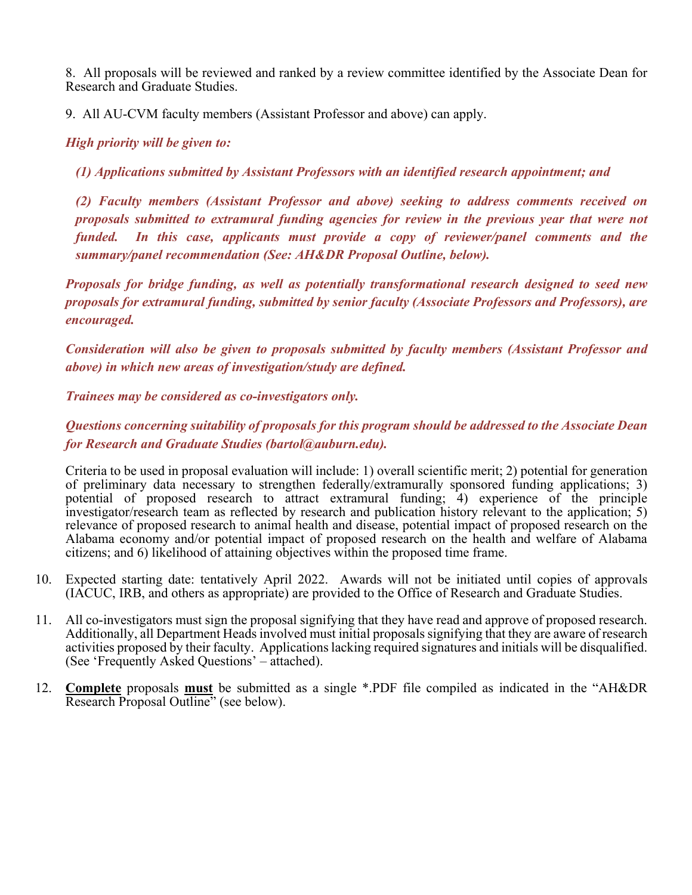8. All proposals will be reviewed and ranked by a review committee identified by the Associate Dean for Research and Graduate Studies.

9. All AU-CVM faculty members (Assistant Professor and above) can apply.

***High priority will be given to:***

***(1) Applications submitted by Assistant Professors with an identified research appointment; and***

***(2) Faculty members (Assistant Professor and above) seeking to address comments received on proposals submitted to extramural funding agencies for review in the previous year that were not funded. In this case, applicants must provide a copy of reviewer/panel comments and the summary/panel recommendation (See: AH&DR Proposal Outline, below).***

***Proposals for bridge funding, as well as potentially transformational research designed to seed new proposals for extramural funding, submitted by senior faculty (Associate Professors and Professors), are encouraged.***

***Consideration will also be given to proposals submitted by faculty members (Assistant Professor and above) in which new areas of investigation/study are defined.***

***Trainees may be considered as co-investigators only.***

***Questions concerning suitability of proposals for this program should be addressed to the Associate Dean for Research and Graduate Studies (bartol@auburn.edu).***

Criteria to be used in proposal evaluation will include: 1) overall scientific merit; 2) potential for generation of preliminary data necessary to strengthen federally/extramurally sponsored funding applications; 3) potential of proposed research to attract extramural funding; 4) experience of the principle investigator/research team as reflected by research and publication history relevant to the application; 5) relevance of proposed research to animal health and disease, potential impact of proposed research on the Alabama economy and/or potential impact of proposed research on the health and welfare of Alabama citizens; and 6) likelihood of attaining objectives within the proposed time frame.

10. Expected starting date: tentatively April 2022. Awards will not be initiated until copies of approvals (IACUC, IRB, and others as appropriate) are provided to the Office of Research and Graduate Studies.

11. All co-investigators must sign the proposal signifying that they have read and approve of proposed research. Additionally, all Department Heads involved must initial proposals signifying that they are aware of research activities proposed by their faculty. Applications lacking required signatures and initials will be disqualified. (See 'Frequently Asked Questions' – attached).

12. **<u>Complete</u>** proposals **<u>must</u>** be submitted as a single *.PDF file compiled as indicated in the "AH&DR Research Proposal Outline" (see below).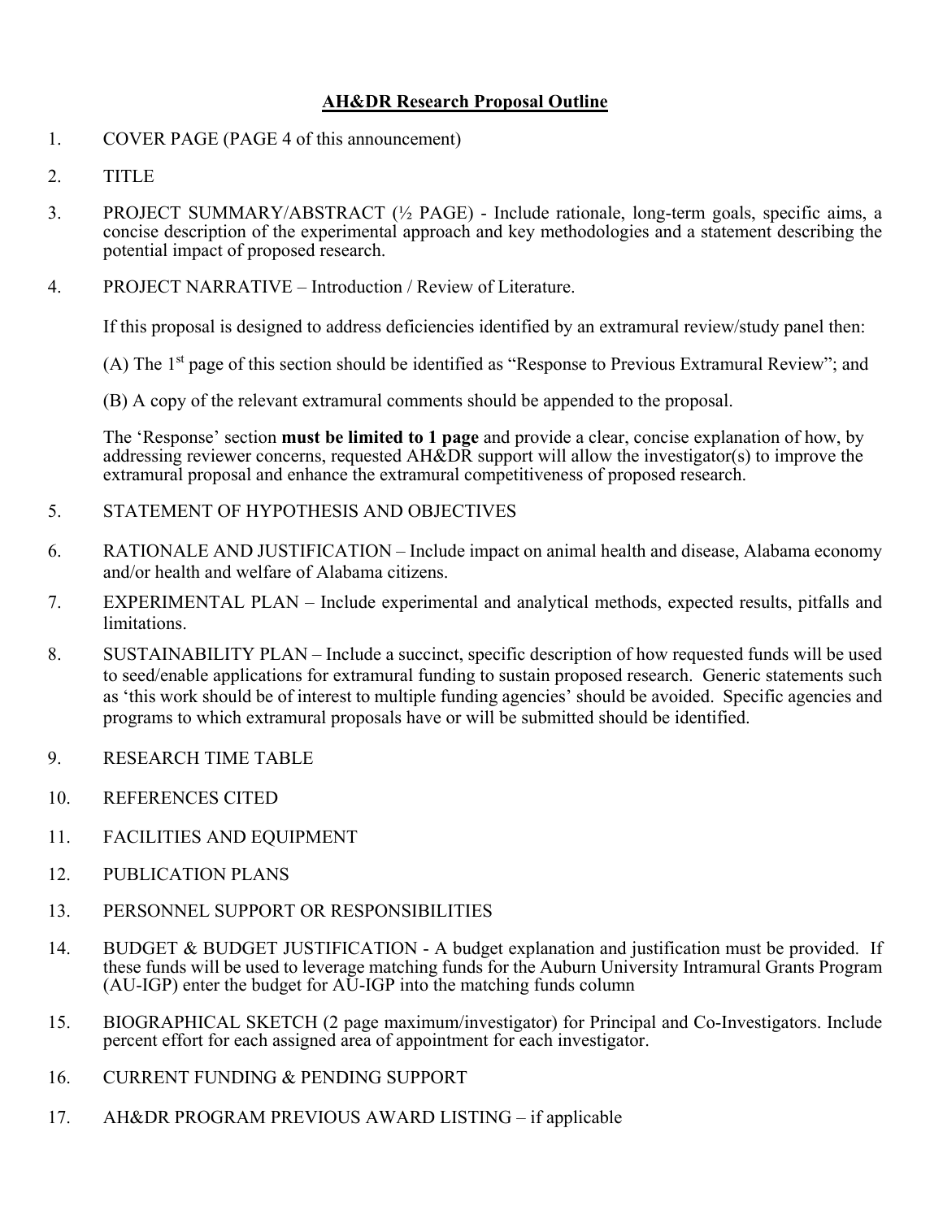# AH&DR Research Proposal Outline

1. COVER PAGE (PAGE 4 of this announcement)

2. TITLE

3. PROJECT SUMMARY/ABSTRACT (½ PAGE) - Include rationale, long-term goals, specific aims, a concise description of the experimental approach and key methodologies and a statement describing the potential impact of proposed research.

4. PROJECT NARRATIVE – Introduction / Review of Literature.

   If this proposal is designed to address deficiencies identified by an extramural review/study panel then:

   (A) The 1st page of this section should be identified as "Response to Previous Extramural Review"; and

   (B) A copy of the relevant extramural comments should be appended to the proposal.

   The 'Response' section **must be limited to 1 page** and provide a clear, concise explanation of how, by addressing reviewer concerns, requested AH&DR support will allow the investigator(s) to improve the extramural proposal and enhance the extramural competitiveness of proposed research.

5. STATEMENT OF HYPOTHESIS AND OBJECTIVES

6. RATIONALE AND JUSTIFICATION – Include impact on animal health and disease, Alabama economy and/or health and welfare of Alabama citizens.

7. EXPERIMENTAL PLAN – Include experimental and analytical methods, expected results, pitfalls and limitations.

8. SUSTAINABILITY PLAN – Include a succinct, specific description of how requested funds will be used to seed/enable applications for extramural funding to sustain proposed research. Generic statements such as 'this work should be of interest to multiple funding agencies' should be avoided. Specific agencies and programs to which extramural proposals have or will be submitted should be identified.

9. RESEARCH TIME TABLE

10. REFERENCES CITED

11. FACILITIES AND EQUIPMENT

12. PUBLICATION PLANS

13. PERSONNEL SUPPORT OR RESPONSIBILITIES

14. BUDGET & BUDGET JUSTIFICATION - A budget explanation and justification must be provided. If these funds will be used to leverage matching funds for the Auburn University Intramural Grants Program (AU-IGP) enter the budget for AU-IGP into the matching funds column

15. BIOGRAPHICAL SKETCH (2 page maximum/investigator) for Principal and Co-Investigators. Include percent effort for each assigned area of appointment for each investigator.

16. CURRENT FUNDING & PENDING SUPPORT

17. AH&DR PROGRAM PREVIOUS AWARD LISTING – if applicable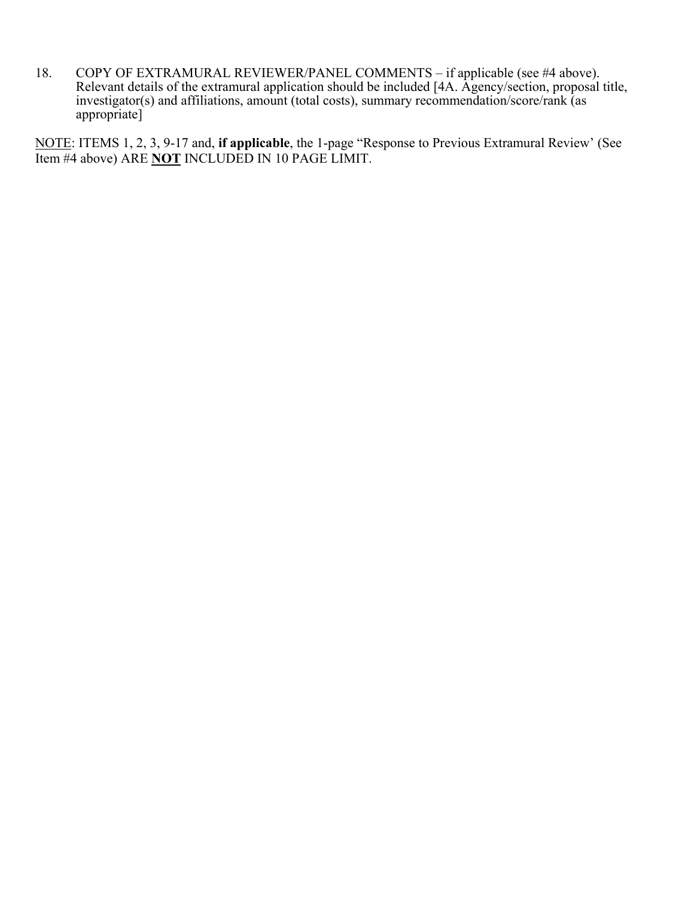18. COPY OF EXTRAMURAL REVIEWER/PANEL COMMENTS – if applicable (see #4 above). Relevant details of the extramural application should be included [4A. Agency/section, proposal title, investigator(s) and affiliations, amount (total costs), summary recommendation/score/rank (as appropriate]

NOTE: ITEMS 1, 2, 3, 9-17 and, **if applicable**, the 1-page "Response to Previous Extramural Review' (See Item #4 above) ARE **NOT** INCLUDED IN 10 PAGE LIMIT.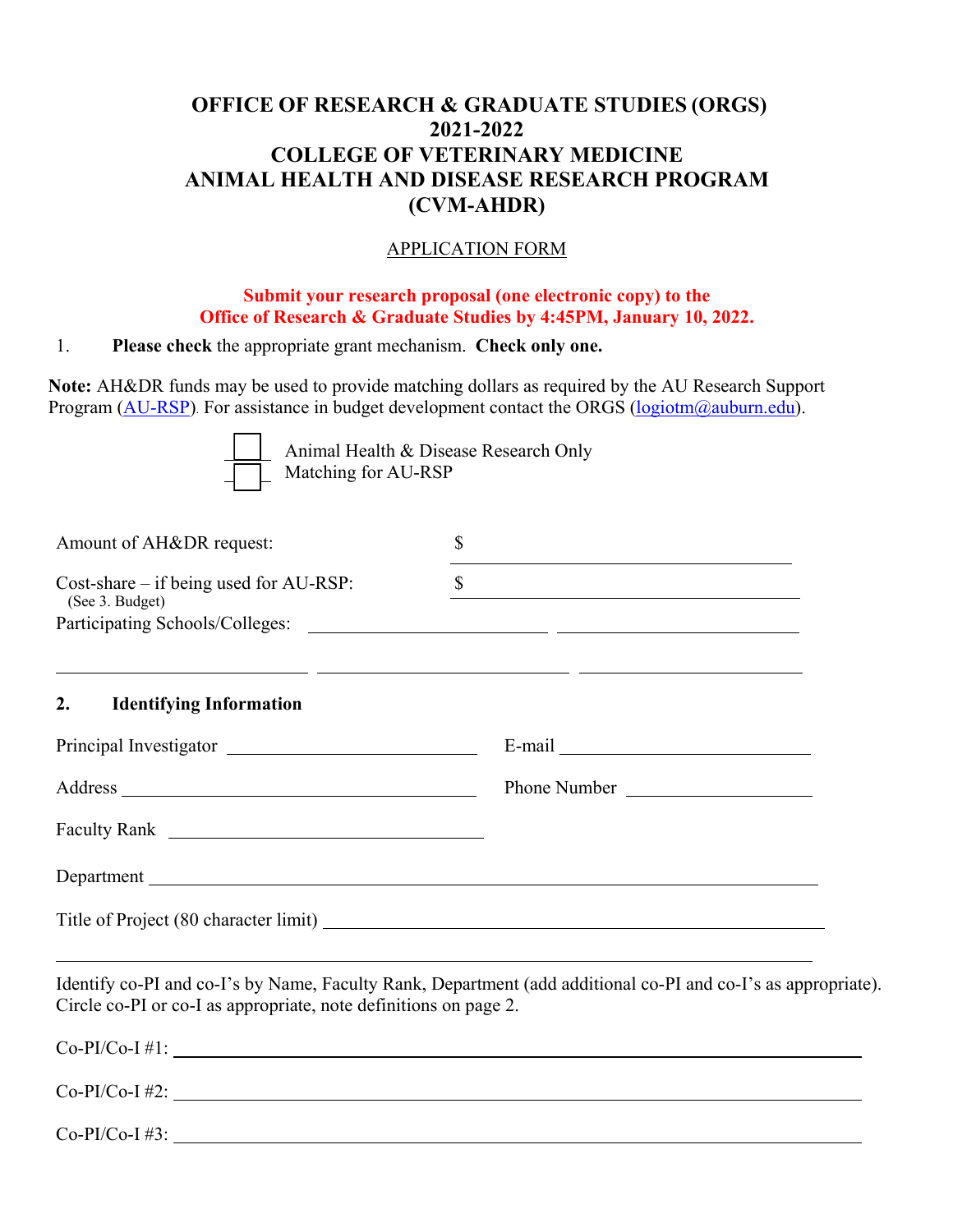# OFFICE OF RESEARCH & GRADUATE STUDIES (ORGS)
# 2021-2022
# COLLEGE OF VETERINARY MEDICINE
# ANIMAL HEALTH AND DISEASE RESEARCH PROGRAM
# (CVM-AHDR)

APPLICATION FORM

**Submit your research proposal (one electronic copy) to the Office of Research & Graduate Studies by 4:45PM, January 10, 2022.**

1. **Please check** the appropriate grant mechanism. **Check only one.**

**Note:** AH&DR funds may be used to provide matching dollars as required by the AU Research Support Program (AU-RSP). For assistance in budget development contact the ORGS (logiotm@auburn.edu).

- [ ] Animal Health & Disease Research Only
- [ ] Matching for AU-RSP

Amount of AH&DR request: $ ____________________

Cost-share – if being used for AU-RSP: $ ____________________
(See 3. Budget)

Participating Schools/Colleges: ____________________ ____________________

____________________ ____________________ ____________________

## 2. Identifying Information

Principal Investigator ____________________ E-mail ____________________

Address ____________________ Phone Number ____________________

Faculty Rank ____________________

Department ____________________

Title of Project (80 character limit) ____________________

____________________

Identify co-PI and co-I's by Name, Faculty Rank, Department (add additional co-PI and co-I's as appropriate). Circle co-PI or co-I as appropriate, note definitions on page 2.

Co-PI/Co-I #1: ____________________

Co-PI/Co-I #2: ____________________

Co-PI/Co-I #3: ____________________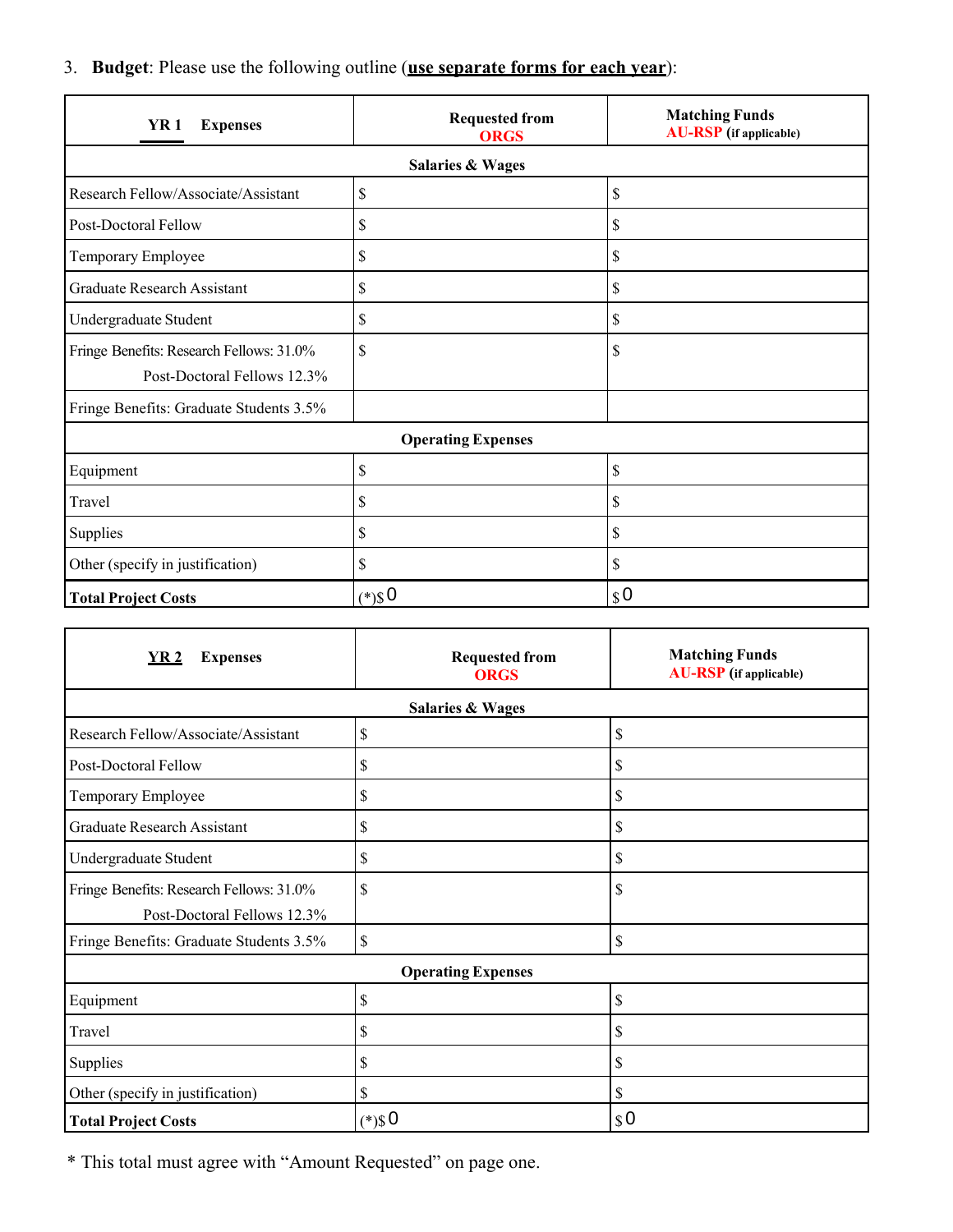3. **Budget**: Please use the following outline (**use separate forms for each year**):

| **YR 1 Expenses** | **Requested from ORGS** | **Matching Funds AU-RSP (if applicable)** |
|---|---|---|
| **Salaries & Wages** | | |
| Research Fellow/Associate/Assistant | $ | $ |
| Post-Doctoral Fellow | $ | $ |
| Temporary Employee | $ | $ |
| Graduate Research Assistant | $ | $ |
| Undergraduate Student | $ | $ |
| Fringe Benefits: Research Fellows: 31.0% Post-Doctoral Fellows 12.3% | $ | $ |
| Fringe Benefits: Graduate Students 3.5% | | |
| **Operating Expenses** | | |
| Equipment | $ | $ |
| Travel | $ | $ |
| Supplies | $ | $ |
| Other (specify in justification) | $ | $ |
| **Total Project Costs** | (*)$ 0 | $ 0 |

| **YR 2 Expenses** | **Requested from ORGS** | **Matching Funds AU-RSP (if applicable)** |
|---|---|---|
| **Salaries & Wages** | | |
| Research Fellow/Associate/Assistant | $ | $ |
| Post-Doctoral Fellow | $ | $ |
| Temporary Employee | $ | $ |
| Graduate Research Assistant | $ | $ |
| Undergraduate Student | $ | $ |
| Fringe Benefits: Research Fellows: 31.0% Post-Doctoral Fellows 12.3% | $ | $ |
| Fringe Benefits: Graduate Students 3.5% | $ | $ |
| **Operating Expenses** | | |
| Equipment | $ | $ |
| Travel | $ | $ |
| Supplies | $ | $ |
| Other (specify in justification) | $ | $ |
| **Total Project Costs** | (*)$ 0 | $ 0 |

* This total must agree with "Amount Requested" on page one.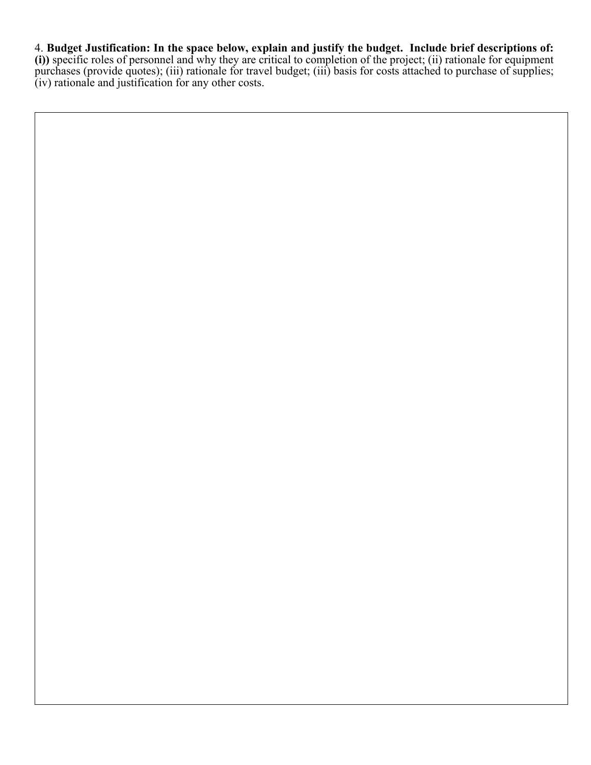4. **Budget Justification: In the space below, explain and justify the budget. Include brief descriptions of: (i))** specific roles of personnel and why they are critical to completion of the project; (ii) rationale for equipment purchases (provide quotes); (iii) rationale for travel budget; (iii) basis for costs attached to purchase of supplies; (iv) rationale and justification for any other costs.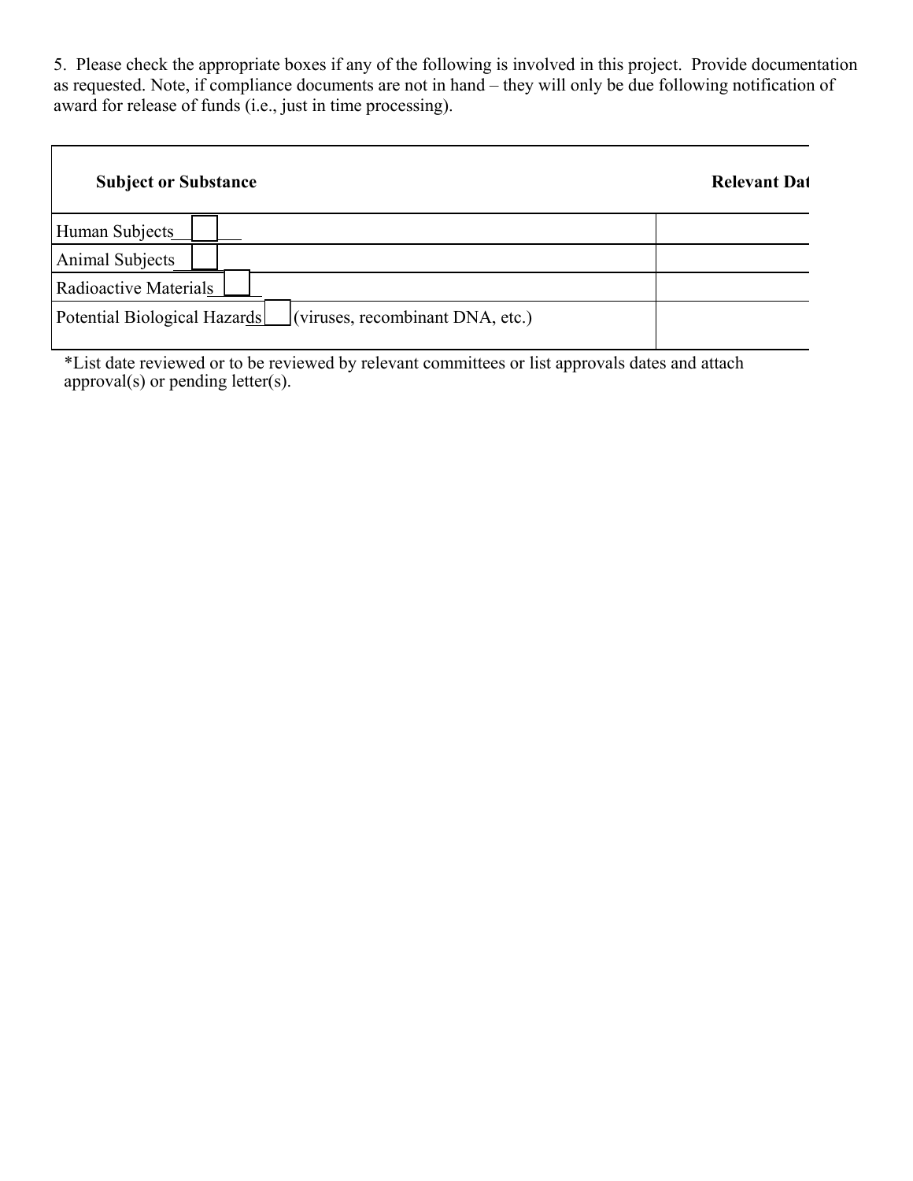5. Please check the appropriate boxes if any of the following is involved in this project. Provide documentation as requested. Note, if compliance documents are not in hand – they will only be due following notification of award for release of funds (i.e., just in time processing).

| **Subject or Substance** | **Relevant Dat** |
|---|---|
| Human Subjects ☐ | |
| Animal Subjects ☐ | |
| Radioactive Materials ☐ | |
| Potential Biological Hazards ☐ (viruses, recombinant DNA, etc.) | |

*List date reviewed or to be reviewed by relevant committees or list approvals dates and attach approval(s) or pending letter(s).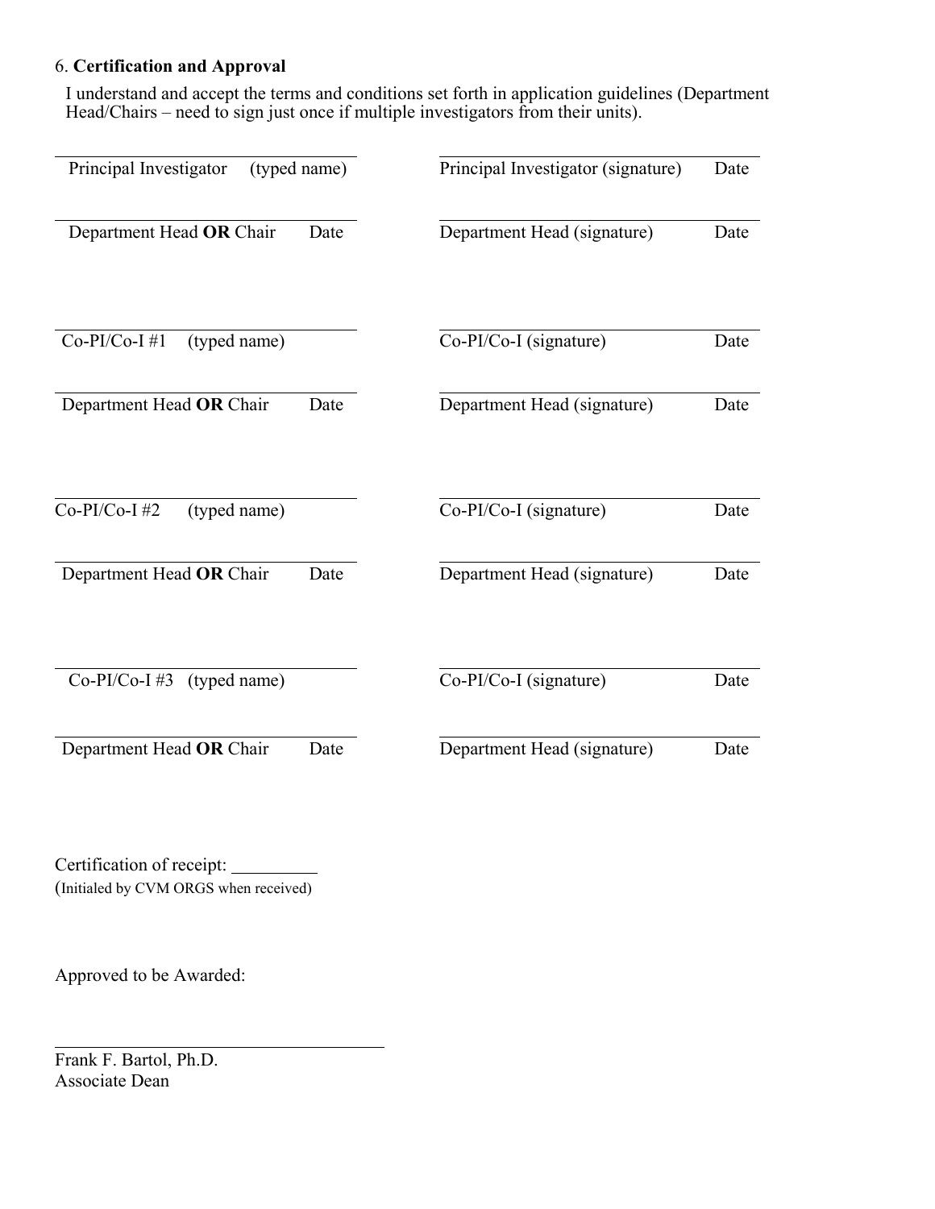6. **Certification and Approval**

I understand and accept the terms and conditions set forth in application guidelines (Department Head/Chairs – need to sign just once if multiple investigators from their units).

| | |
|---|---|
| \_\_\_\_\_\_\_\_\_\_\_\_\_\_\_\_\_\_\_\_\_\_\_\_\_\_\_\_\_\_ Principal Investigator (typed name) | \_\_\_\_\_\_\_\_\_\_\_\_\_\_\_\_\_\_\_\_\_\_\_\_\_\_\_\_\_\_ Principal Investigator (signature) Date |
| \_\_\_\_\_\_\_\_\_\_\_\_\_\_\_\_\_\_\_\_\_\_\_\_\_\_\_\_\_\_ Department Head **OR** Chair Date | \_\_\_\_\_\_\_\_\_\_\_\_\_\_\_\_\_\_\_\_\_\_\_\_\_\_\_\_\_\_ Department Head (signature) Date |
| \_\_\_\_\_\_\_\_\_\_\_\_\_\_\_\_\_\_\_\_\_\_\_\_\_\_\_\_\_\_ Co-PI/Co-I #1 (typed name) | \_\_\_\_\_\_\_\_\_\_\_\_\_\_\_\_\_\_\_\_\_\_\_\_\_\_\_\_\_\_ Co-PI/Co-I (signature) Date |
| \_\_\_\_\_\_\_\_\_\_\_\_\_\_\_\_\_\_\_\_\_\_\_\_\_\_\_\_\_\_ Department Head **OR** Chair Date | \_\_\_\_\_\_\_\_\_\_\_\_\_\_\_\_\_\_\_\_\_\_\_\_\_\_\_\_\_\_ Department Head (signature) Date |
| \_\_\_\_\_\_\_\_\_\_\_\_\_\_\_\_\_\_\_\_\_\_\_\_\_\_\_\_\_\_ Co-PI/Co-I #2 (typed name) | \_\_\_\_\_\_\_\_\_\_\_\_\_\_\_\_\_\_\_\_\_\_\_\_\_\_\_\_\_\_ Co-PI/Co-I (signature) Date |
| \_\_\_\_\_\_\_\_\_\_\_\_\_\_\_\_\_\_\_\_\_\_\_\_\_\_\_\_\_\_ Department Head **OR** Chair Date | \_\_\_\_\_\_\_\_\_\_\_\_\_\_\_\_\_\_\_\_\_\_\_\_\_\_\_\_\_\_ Department Head (signature) Date |
| \_\_\_\_\_\_\_\_\_\_\_\_\_\_\_\_\_\_\_\_\_\_\_\_\_\_\_\_\_\_ Co-PI/Co-I #3 (typed name) | \_\_\_\_\_\_\_\_\_\_\_\_\_\_\_\_\_\_\_\_\_\_\_\_\_\_\_\_\_\_ Co-PI/Co-I (signature) Date |
| \_\_\_\_\_\_\_\_\_\_\_\_\_\_\_\_\_\_\_\_\_\_\_\_\_\_\_\_\_\_ Department Head **OR** Chair Date | \_\_\_\_\_\_\_\_\_\_\_\_\_\_\_\_\_\_\_\_\_\_\_\_\_\_\_\_\_\_ Department Head (signature) Date |

Certification of receipt: \_\_\_\_\_\_\_\_\_\_
(Initialed by CVM ORGS when received)

Approved to be Awarded:

\_\_\_\_\_\_\_\_\_\_\_\_\_\_\_\_\_\_\_\_\_\_\_\_\_\_\_\_\_\_\_\_\_\_\_\_
Frank F. Bartol, Ph.D.
Associate Dean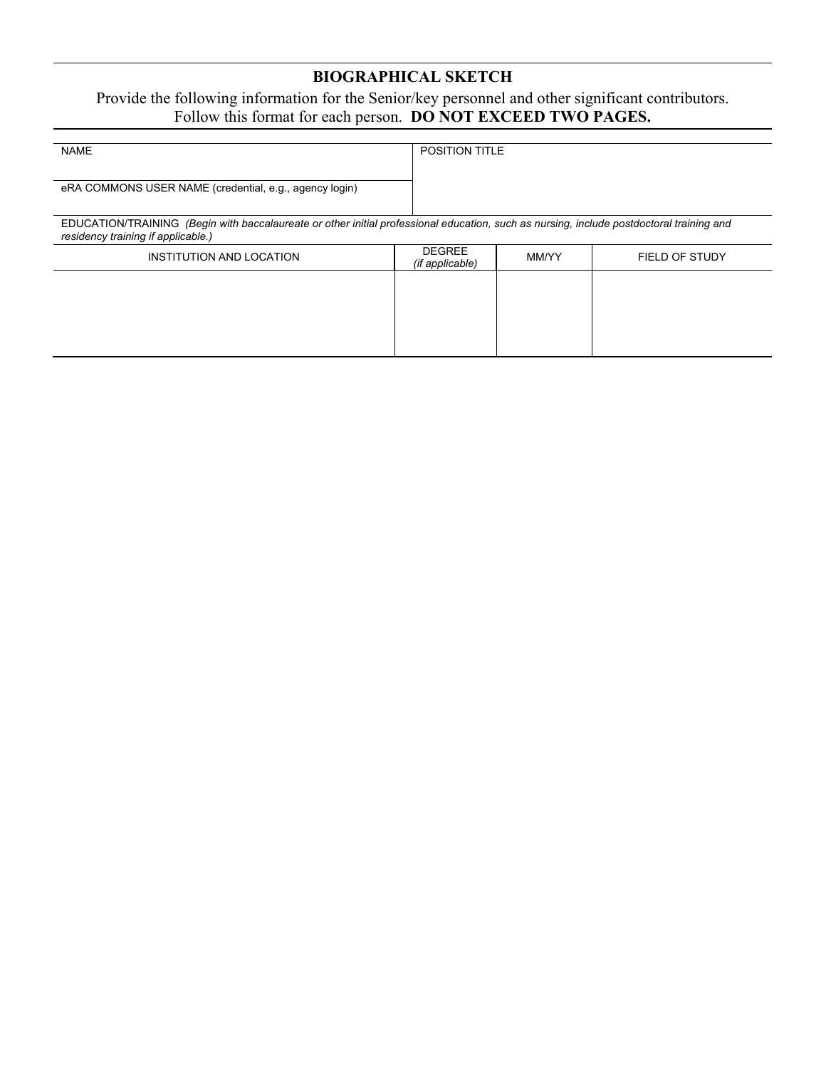# BIOGRAPHICAL SKETCH

Provide the following information for the Senior/key personnel and other significant contributors.
Follow this format for each person. **DO NOT EXCEED TWO PAGES.**

| NAME | POSITION TITLE |
| --- | --- |
| eRA COMMONS USER NAME (credential, e.g., agency login) | |

EDUCATION/TRAINING *(Begin with baccalaureate or other initial professional education, such as nursing, include postdoctoral training and residency training if applicable.)*

| INSTITUTION AND LOCATION | DEGREE *(if applicable)* | MM/YY | FIELD OF STUDY |
| --- | --- | --- | --- |
| | | | |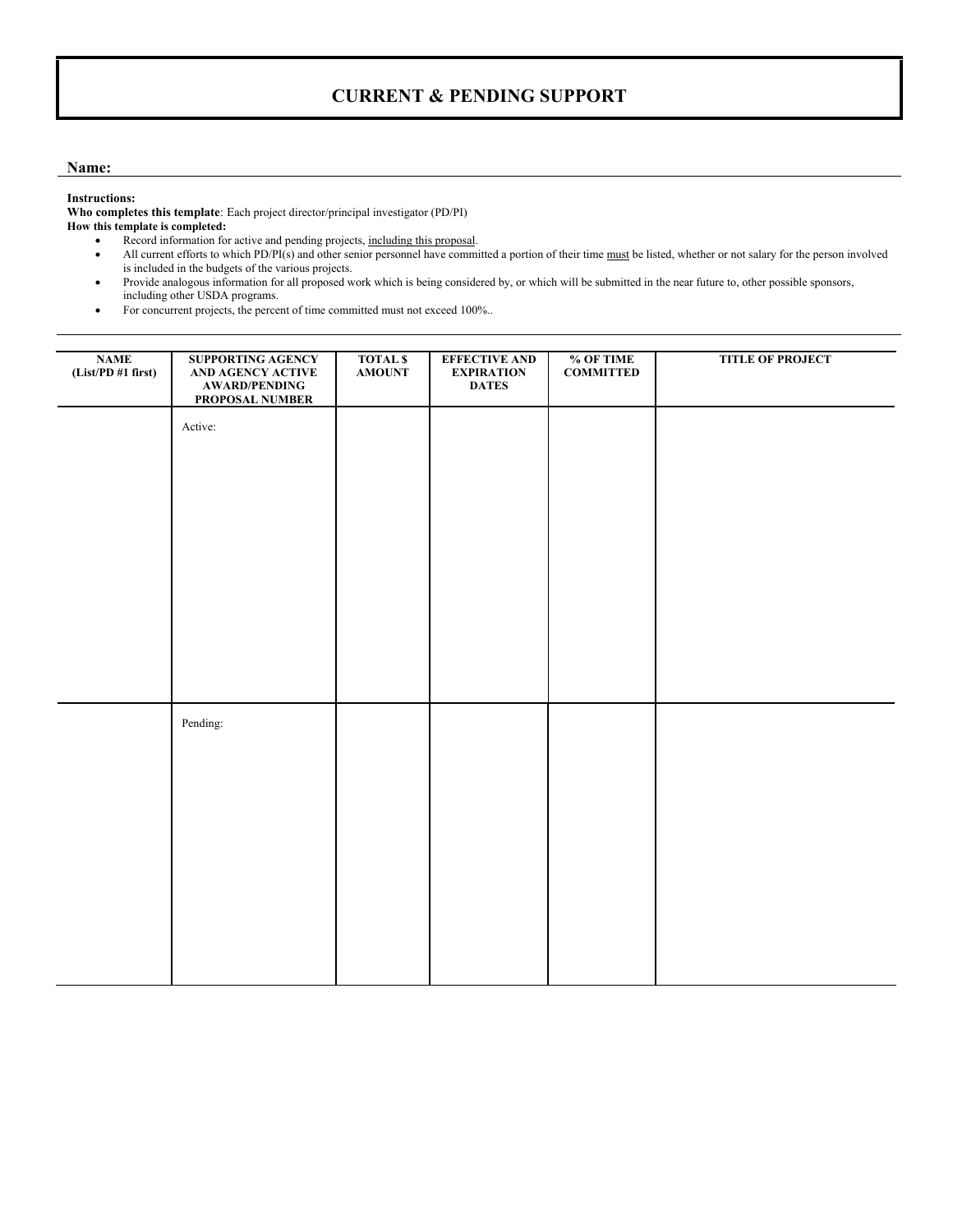# CURRENT & PENDING SUPPORT

**Name:**

**Instructions:**

**Who completes this template**: Each project director/principal investigator (PD/PI)

**How this template is completed:**

- Record information for active and pending projects, <u>including this proposal</u>.
- All current efforts to which PD/PI(s) and other senior personnel have committed a portion of their time <u>must</u> be listed, whether or not salary for the person involved is included in the budgets of the various projects.
- Provide analogous information for all proposed work which is being considered by, or which will be submitted in the near future to, other possible sponsors, including other USDA programs.
- For concurrent projects, the percent of time committed must not exceed 100%..

| NAME (List/PD #1 first) | SUPPORTING AGENCY AND AGENCY ACTIVE AWARD/PENDING PROPOSAL NUMBER | TOTAL $ AMOUNT | EFFECTIVE AND EXPIRATION DATES | % OF TIME COMMITTED | TITLE OF PROJECT |
|---|---|---|---|---|---|
| | Active: | | | | |
| | Pending: | | | | |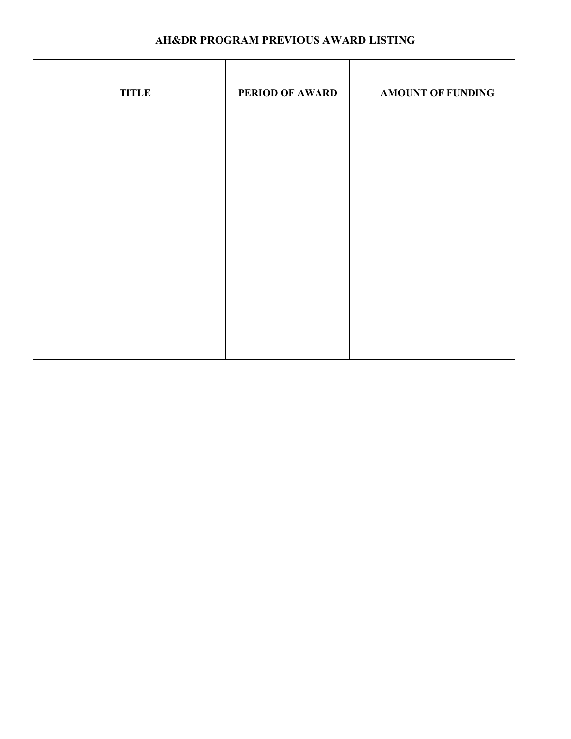## AH&DR PROGRAM PREVIOUS AWARD LISTING

| TITLE | PERIOD OF AWARD | AMOUNT OF FUNDING |
|---|---|---|
| | | |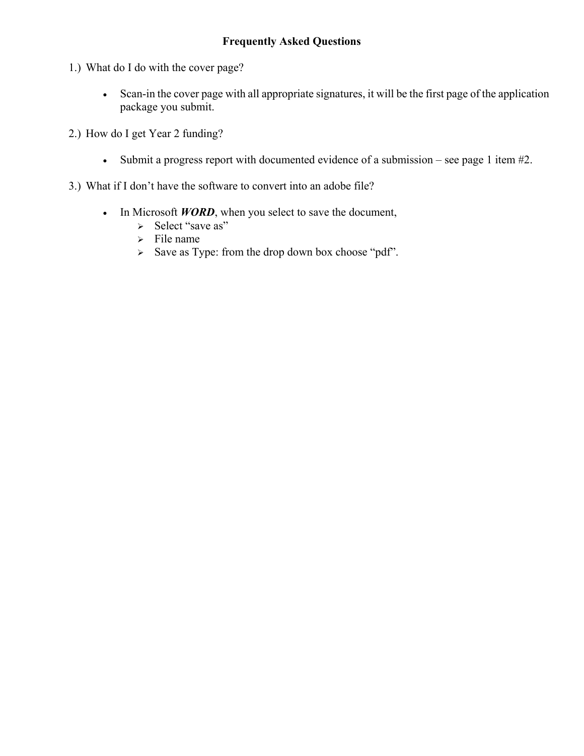# Frequently Asked Questions

1.) What do I do with the cover page?

- Scan-in the cover page with all appropriate signatures, it will be the first page of the application package you submit.

2.) How do I get Year 2 funding?

- Submit a progress report with documented evidence of a submission – see page 1 item #2.

3.) What if I don't have the software to convert into an adobe file?

- In Microsoft ***WORD***, when you select to save the document,
  - Select "save as"
  - File name
  - Save as Type: from the drop down box choose "pdf".